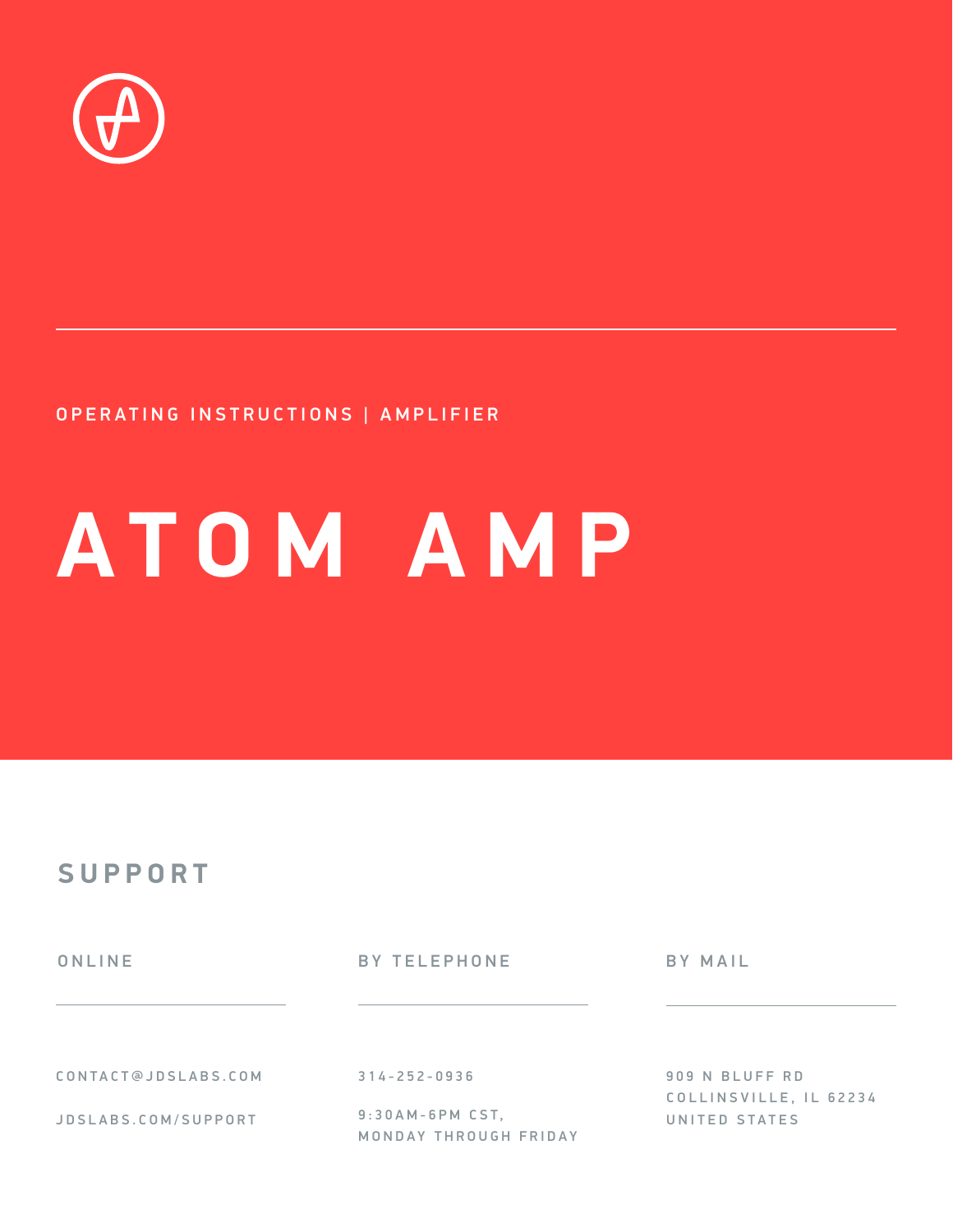OPERATING INSTRUCTIONS | AMPLIFIER

# ATOM AMP

## SUPPORT

### ONLINE

CONTACT@JDSLABS.COM

JDSLABS.COM/SUPPORT

### BY TELEPHONE

314-252-0936

9:30AM-6PM CST,
MONDAY THROUGH FRIDAY

### BY MAIL

909 N BLUFF RD
COLLINSVILLE, IL 62234
UNITED STATES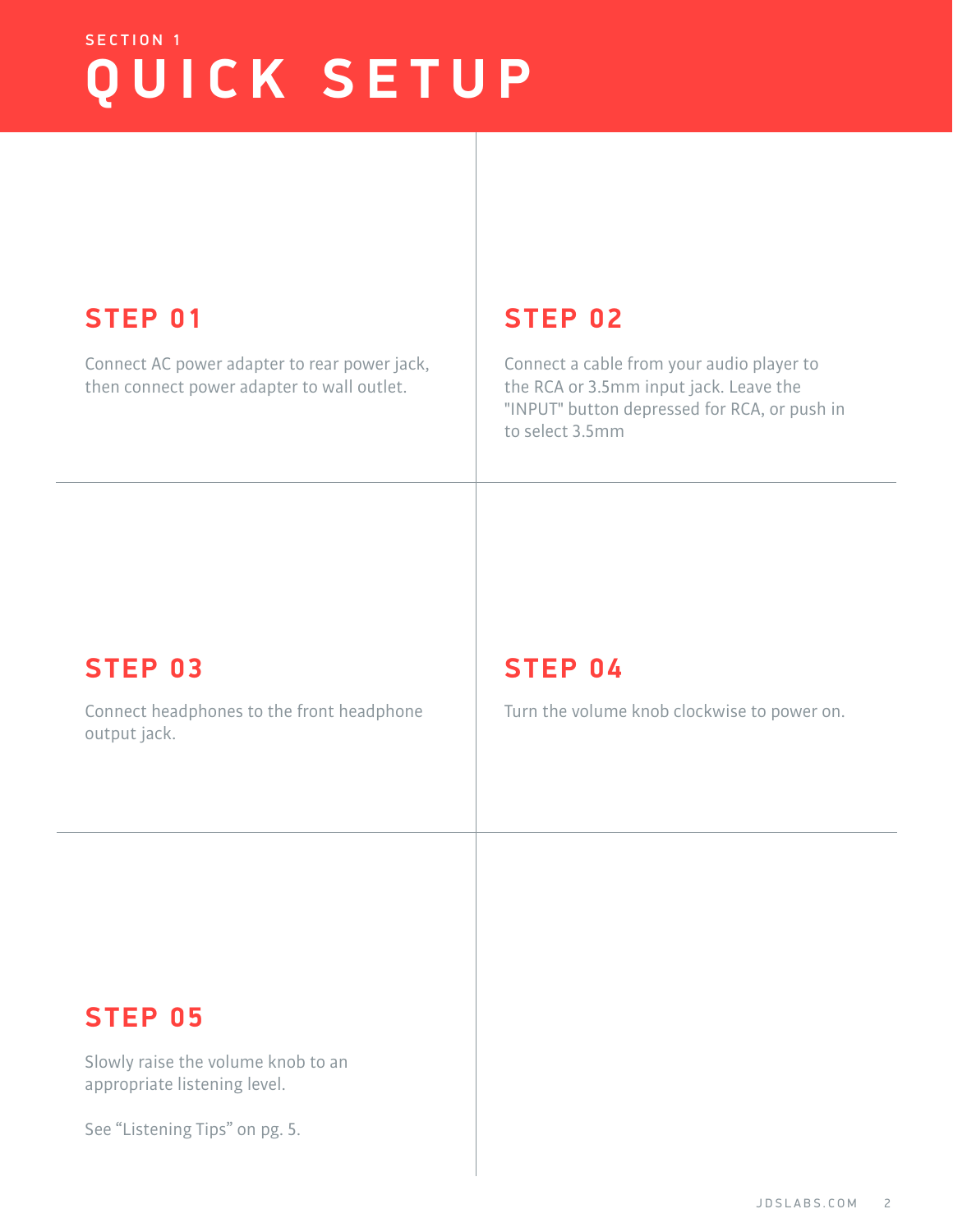SECTION 1

# QUICK SETUP

## STEP 01

Connect AC power adapter to rear power jack, then connect power adapter to wall outlet.

## STEP 02

Connect a cable from your audio player to the RCA or 3.5mm input jack. Leave the "INPUT" button depressed for RCA, or push in to select 3.5mm

## STEP 03

Connect headphones to the front headphone output jack.

## STEP 04

Turn the volume knob clockwise to power on.

## STEP 05

Slowly raise the volume knob to an appropriate listening level.

See “Listening Tips” on pg. 5.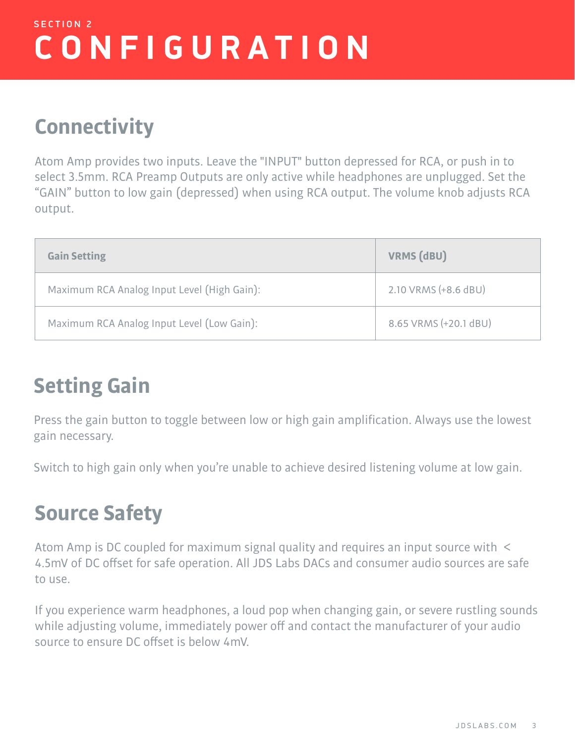SECTION 2

# CONFIGURATION

## Connectivity

Atom Amp provides two inputs. Leave the "INPUT" button depressed for RCA, or push in to select 3.5mm. RCA Preamp Outputs are only active while headphones are unplugged. Set the “GAIN” button to low gain (depressed) when using RCA output. The volume knob adjusts RCA output.

| Gain Setting | VRMS (dBU) |
| --- | --- |
| Maximum RCA Analog Input Level (High Gain): | 2.10 VRMS (+8.6 dBU) |
| Maximum RCA Analog Input Level (Low Gain): | 8.65 VRMS (+20.1 dBU) |

## Setting Gain

Press the gain button to toggle between low or high gain amplification. Always use the lowest gain necessary.

Switch to high gain only when you’re unable to achieve desired listening volume at low gain.

## Source Safety

Atom Amp is DC coupled for maximum signal quality and requires an input source with < 4.5mV of DC offset for safe operation. All JDS Labs DACs and consumer audio sources are safe to use.

If you experience warm headphones, a loud pop when changing gain, or severe rustling sounds while adjusting volume, immediately power off and contact the manufacturer of your audio source to ensure DC offset is below 4mV.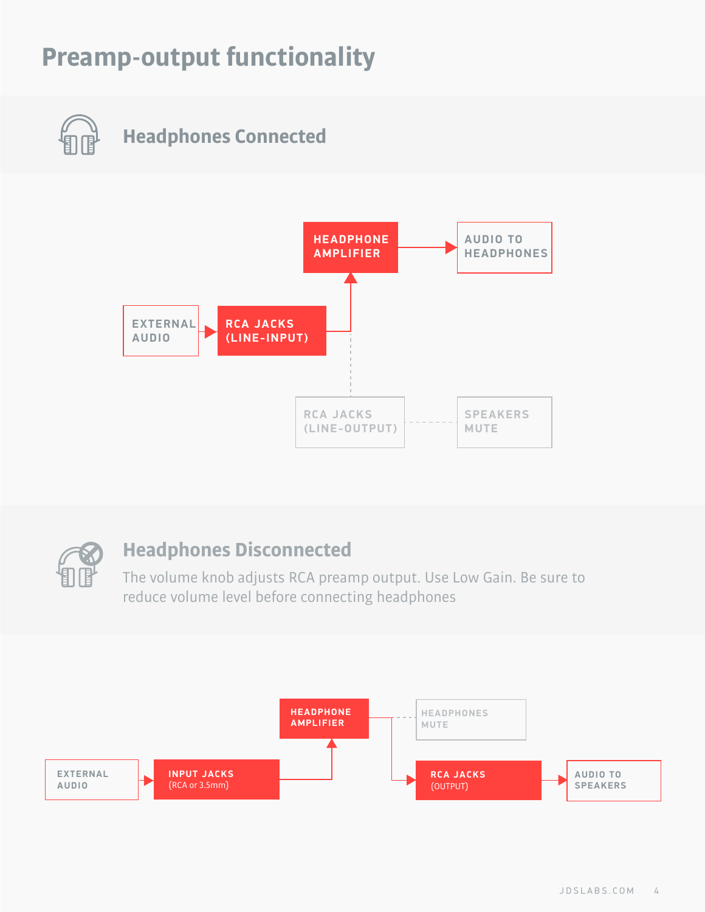# Preamp-output functionality

## Headphones Connected

EXTERNAL AUDIO → RCA JACKS (LINE-INPUT) → HEADPHONE AMPLIFIER → AUDIO TO HEADPHONES

RCA JACKS (LINE-OUTPUT) - - - SPEAKERS MUTE

## Headphones Disconnected

The volume knob adjusts RCA preamp output. Use Low Gain. Be sure to reduce volume level before connecting headphones

EXTERNAL AUDIO → INPUT JACKS (RCA or 3.5mm) → HEADPHONE AMPLIFIER → RCA JACKS (OUTPUT) → AUDIO TO SPEAKERS

HEADPHONE AMPLIFIER - - - HEADPHONES MUTE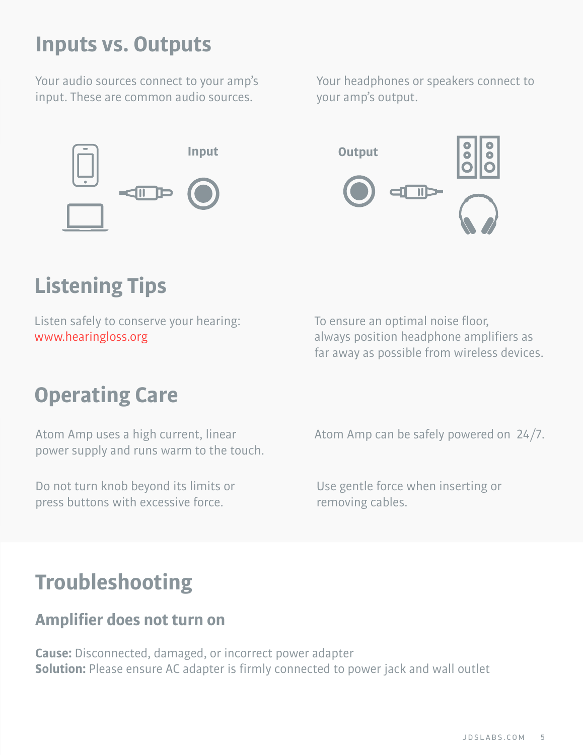## Inputs vs. Outputs

Your audio sources connect to your amp's input. These are common audio sources.

Input

Your headphones or speakers connect to your amp's output.

Output

## Listening Tips

Listen safely to conserve your hearing: www.hearingloss.org

To ensure an optimal noise floor, always position headphone amplifiers as far away as possible from wireless devices.

## Operating Care

Atom Amp uses a high current, linear power supply and runs warm to the touch.

Atom Amp can be safely powered on 24/7.

Do not turn knob beyond its limits or press buttons with excessive force.

Use gentle force when inserting or removing cables.

## Troubleshooting

### Amplifier does not turn on

**Cause:** Disconnected, damaged, or incorrect power adapter
**Solution:** Please ensure AC adapter is firmly connected to power jack and wall outlet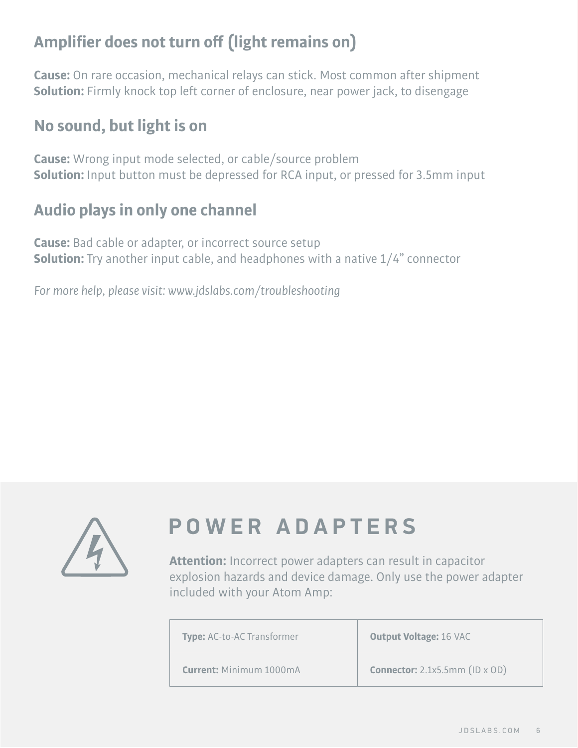## Amplifier does not turn off (light remains on)

**Cause:** On rare occasion, mechanical relays can stick. Most common after shipment
**Solution:** Firmly knock top left corner of enclosure, near power jack, to disengage

## No sound, but light is on

**Cause:** Wrong input mode selected, or cable/source problem
**Solution:** Input button must be depressed for RCA input, or pressed for 3.5mm input

## Audio plays in only one channel

**Cause:** Bad cable or adapter, or incorrect source setup
**Solution:** Try another input cable, and headphones with a native 1/4” connector

*For more help, please visit: www.jdslabs.com/troubleshooting*

# POWER ADAPTERS

**Attention:** Incorrect power adapters can result in capacitor explosion hazards and device damage. Only use the power adapter included with your Atom Amp:

| | |
|---|---|
| **Type:** AC-to-AC Transformer | **Output Voltage:** 16 VAC |
| **Current:** Minimum 1000mA | **Connector:** 2.1x5.5mm (ID x OD) |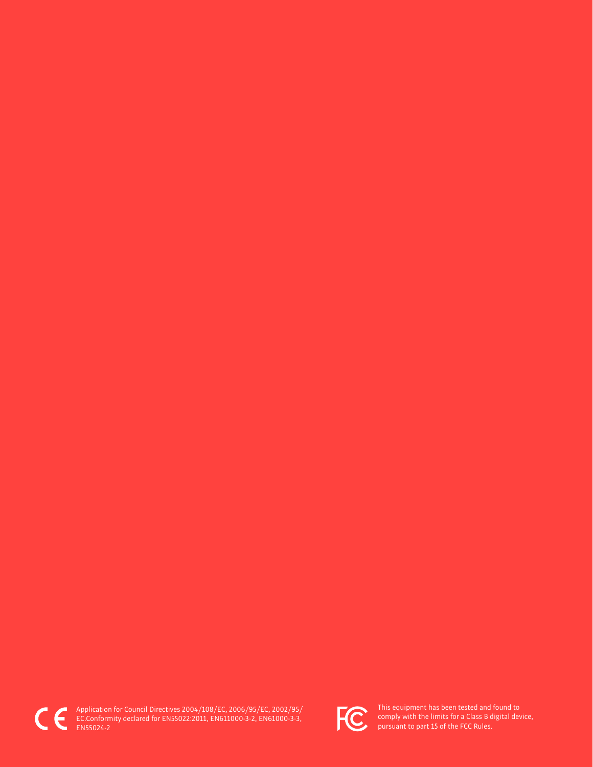Application for Council Directives 2004/108/EC, 2006/95/EC, 2002/95/EC.Conformity declared for EN55022:2011, EN611000-3-2, EN61000-3-3, EN55024-2

This equipment has been tested and found to comply with the limits for a Class B digital device, pursuant to part 15 of the FCC Rules.